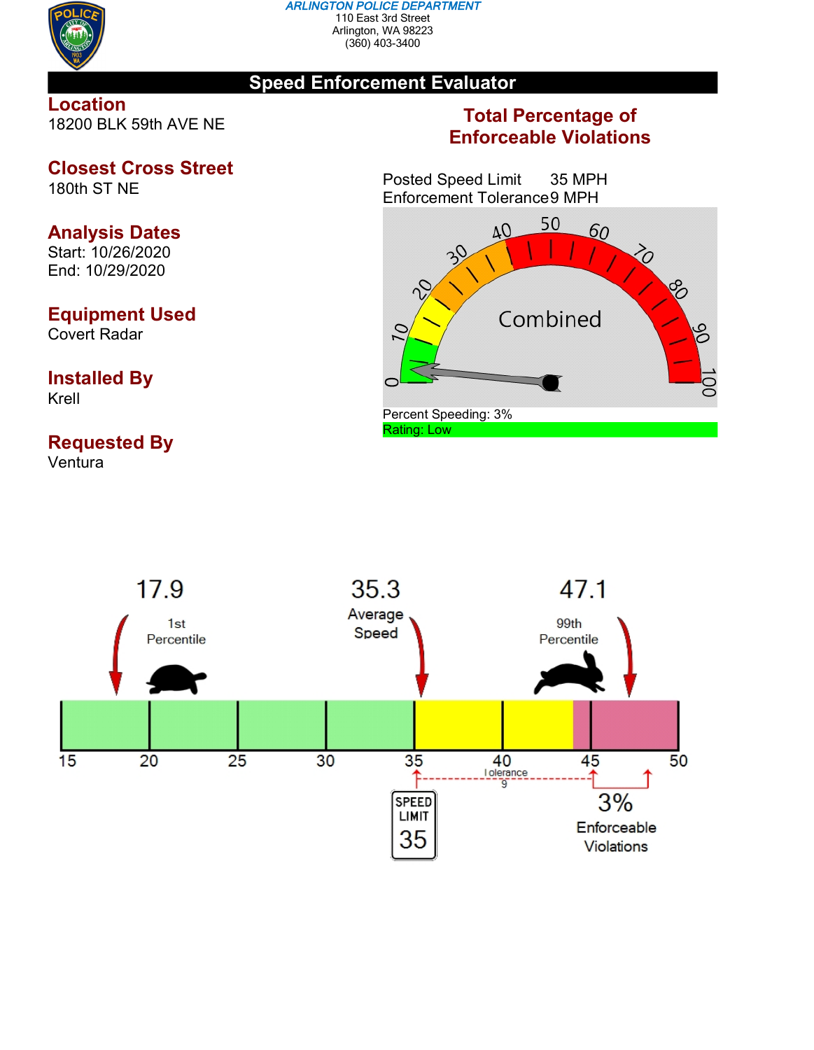**ARLINGTON POLICE DEPARTMENT**
110 East 3rd Street
Arlington, WA 98223
(360) 403-3400

# Speed Enforcement Evaluator

## Location
18200 BLK 59th AVE NE

## Closest Cross Street
180th ST NE

## Analysis Dates
Start: 10/26/2020
End: 10/29/2020

## Equipment Used
Covert Radar

## Installed By
Krell

## Requested By
Ventura

## Total Percentage of Enforceable Violations

Posted Speed Limit 35 MPH
Enforcement Tolerance 9 MPH

Combined

Percent Speeding: 3%
Rating: Low

17.9 — 1st Percentile

35.3 — Average Speed

47.1 — 99th Percentile

Speed Limit 35

Tolerance 9

3% Enforceable Violations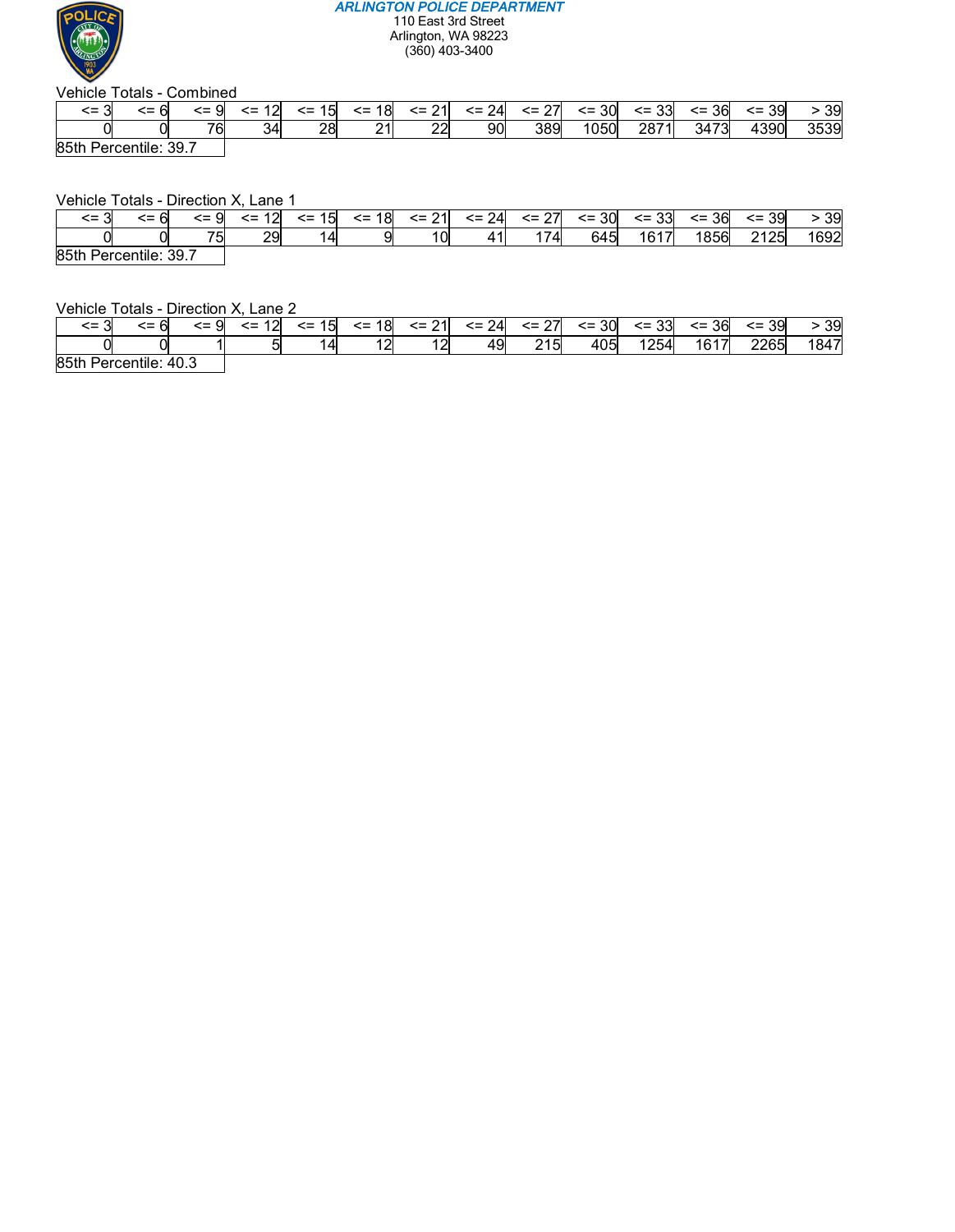Vehicle Totals - Combined

| <= 3 | <= 6 | <= 9 | <= 12 | <= 15 | <= 18 | <= 21 | <= 24 | <= 27 | <= 30 | <= 33 | <= 36 | <= 39 | > 39 |
|---|---|---|---|---|---|---|---|---|---|---|---|---|---|
| 0 | 0 | 76 | 34 | 28 | 21 | 22 | 90 | 389 | 1050 | 2871 | 3473 | 4390 | 3539 |

85th Percentile: 39.7

Vehicle Totals - Direction X, Lane 1

| <= 3 | <= 6 | <= 9 | <= 12 | <= 15 | <= 18 | <= 21 | <= 24 | <= 27 | <= 30 | <= 33 | <= 36 | <= 39 | > 39 |
|---|---|---|---|---|---|---|---|---|---|---|---|---|---|
| 0 | 0 | 75 | 29 | 14 | 9 | 10 | 41 | 174 | 645 | 1617 | 1856 | 2125 | 1692 |

85th Percentile: 39.7

Vehicle Totals - Direction X, Lane 2

| <= 3 | <= 6 | <= 9 | <= 12 | <= 15 | <= 18 | <= 21 | <= 24 | <= 27 | <= 30 | <= 33 | <= 36 | <= 39 | > 39 |
|---|---|---|---|---|---|---|---|---|---|---|---|---|---|
| 0 | 0 | 1 | 5 | 14 | 12 | 12 | 49 | 215 | 405 | 1254 | 1617 | 2265 | 1847 |

85th Percentile: 40.3